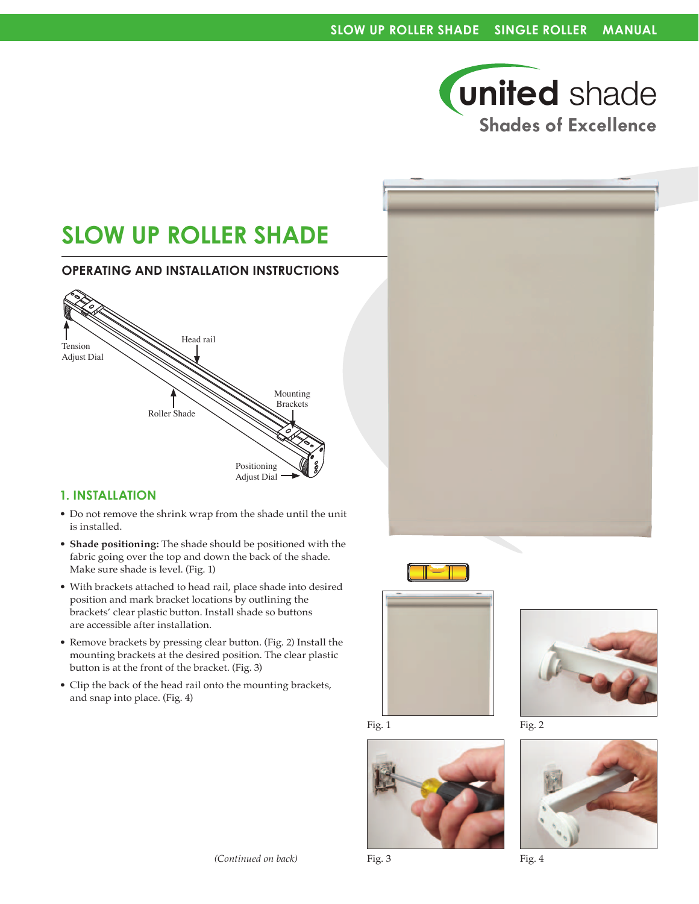# SLOW UP ROLLER SHADE

## OPERATING AND INSTALLATION INSTRUCTIONS

Tension Adjust Dial

Head rail

Mounting Brackets

Roller Shade

Positioning Adjust Dial

## 1. INSTALLATION

- Do not remove the shrink wrap from the shade until the unit is installed.
- **Shade positioning:** The shade should be positioned with the fabric going over the top and down the back of the shade. Make sure shade is level. (Fig. 1)
- With brackets attached to head rail, place shade into desired position and mark bracket locations by outlining the brackets' clear plastic button. Install shade so buttons are accessible after installation.
- Remove brackets by pressing clear button. (Fig. 2) Install the mounting brackets at the desired position. The clear plastic button is at the front of the bracket. (Fig. 3)
- Clip the back of the head rail onto the mounting brackets, and snap into place. (Fig. 4)

*(Continued on back)*

Fig. 1

Fig. 2

Fig. 3

Fig. 4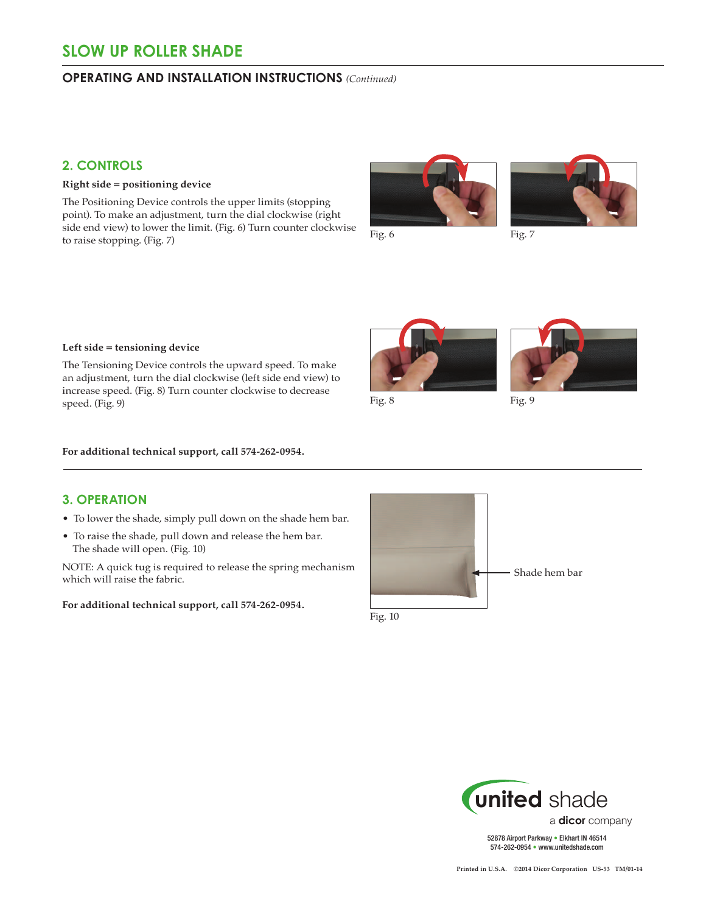# SLOW UP ROLLER SHADE

## OPERATING AND INSTALLATION INSTRUCTIONS *(Continued)*

### 2. CONTROLS

**Right side = positioning device**

The Positioning Device controls the upper limits (stopping point). To make an adjustment, turn the dial clockwise (right side end view) to lower the limit. (Fig. 6) Turn counter clockwise to raise stopping. (Fig. 7)

Fig. 6

Fig. 7

**Left side = tensioning device**

The Tensioning Device controls the upward speed. To make an adjustment, turn the dial clockwise (left side end view) to increase speed. (Fig. 8) Turn counter clockwise to decrease speed. (Fig. 9)

Fig. 8

Fig. 9

**For additional technical support, call 574-262-0954.**

### 3. OPERATION

- To lower the shade, simply pull down on the shade hem bar.
- To raise the shade, pull down and release the hem bar. The shade will open. (Fig. 10)

NOTE: A quick tug is required to release the spring mechanism which will raise the fabric.

**For additional technical support, call 574-262-0954.**

Shade hem bar

Fig. 10

united shade
a dicor company

52878 Airport Parkway • Elkhart IN 46514
574-262-0954 • www.unitedshade.com

Printed in U.S.A. ©2014 Dicor Corporation US-53 TM/01-14